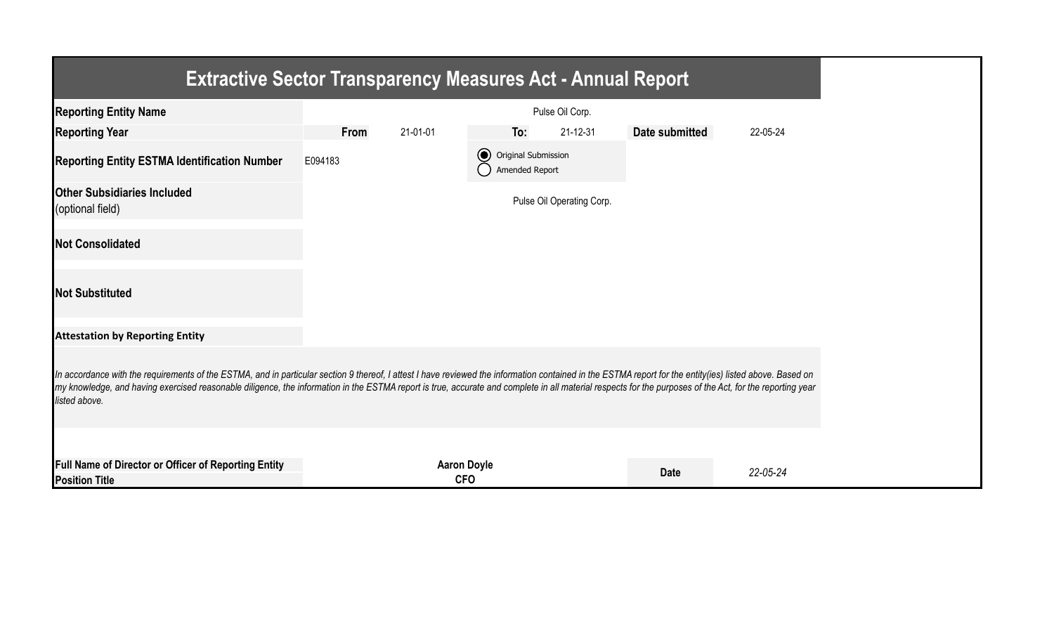# Extractive Sector Transparency Measures Act - Annual Report

| | | | | | | |
|---|---|---|---|---|---|---|
| **Reporting Entity Name** | Pulse Oil Corp. | | | | | |
| **Reporting Year** | **From** | 21-01-01 | **To:** | 21-12-31 | **Date submitted** | 22-05-24 |
| **Reporting Entity ESTMA Identification Number** | E094183 | | ◉ Original Submission ○ Amended Report | | | |
| **Other Subsidiaries Included** (optional field) | Pulse Oil Operating Corp. | | | | | |
| **Not Consolidated** | | | | | | |
| **Not Substituted** | | | | | | |

**Attestation by Reporting Entity**

*In accordance with the requirements of the ESTMA, and in particular section 9 thereof, I attest I have reviewed the information contained in the ESTMA report for the entity(ies) listed above. Based on my knowledge, and having exercised reasonable diligence, the information in the ESTMA report is true, accurate and complete in all material respects for the purposes of the Act, for the reporting year listed above.*

| | | | |
|---|---|---|---|
| **Full Name of Director or Officer of Reporting Entity** | **Aaron Doyle** | **Date** | *22-05-24* |
| **Position Title** | **CFO** | | |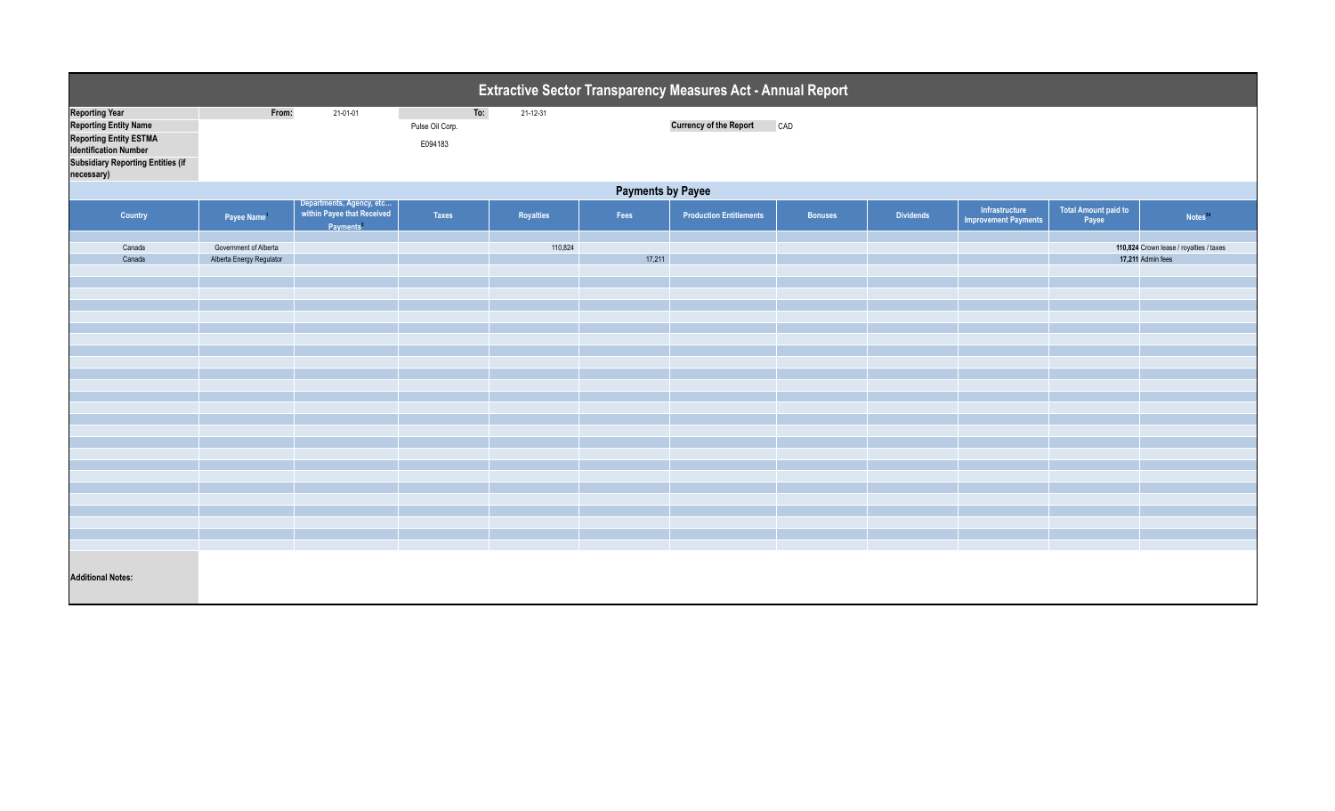# Extractive Sector Transparency Measures Act - Annual Report

| | | | | |
|---|---|---|---|---|
| **Reporting Year** | **From:** | 21-01-01 | **To:** | 21-12-31 |
| **Reporting Entity Name** | | Pulse Oil Corp. | **Currency of the Report** | CAD |
| **Reporting Entity ESTMA Identification Number** | | E094183 | | |
| **Subsidiary Reporting Entities (if necessary)** | | | | |

## Payments by Payee

| Country | Payee Name[1] | Departments, Agency, etc... within Payee that Received Payments[2] | Taxes | Royalties | Fees | Production Entitlements | Bonuses | Dividends | Infrastructure Improvement Payments | Total Amount paid to Payee | Notes[34] |
|---|---|---|---|---|---|---|---|---|---|---|---|
| Canada | Government of Alberta | | | 110,824 | | | | | | **110,824** | Crown lease / royalties / taxes |
| Canada | Alberta Energy Regulator | | | | 17,211 | | | | | **17,211** | Admin fees |

**Additional Notes:**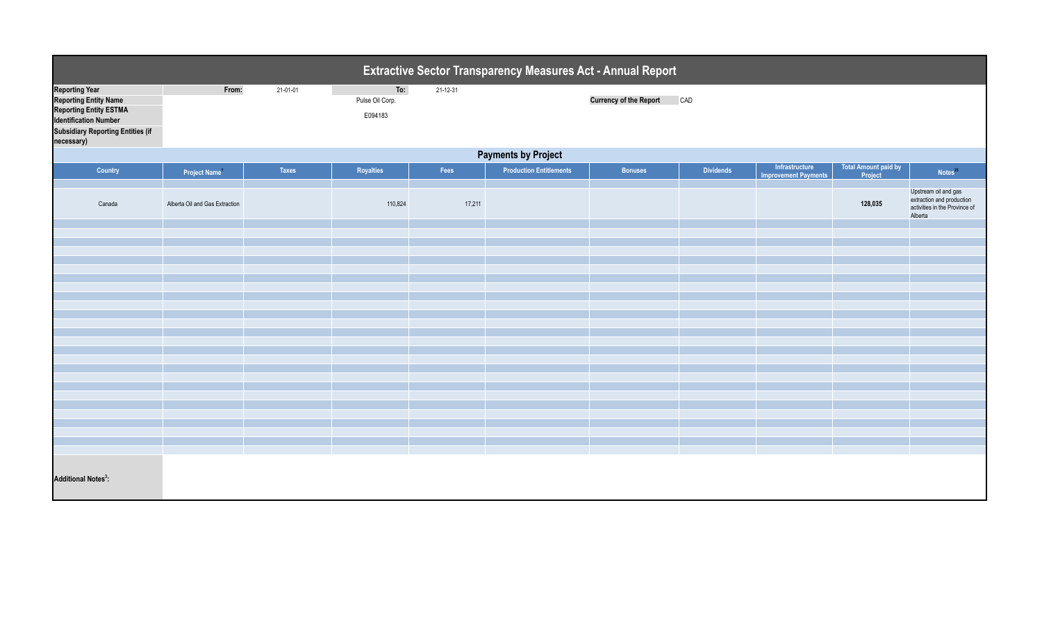# Extractive Sector Transparency Measures Act - Annual Report

| | | | | | |
|---|---|---|---|---|---|
| **Reporting Year** | **From:** | 21-01-01 | **To:** | 21-12-31 | |
| **Reporting Entity Name** | | | Pulse Oil Corp. | **Currency of the Report** | CAD |
| **Reporting Entity ESTMA Identification Number** | | | E094183 | | |
| **Subsidiary Reporting Entities (if necessary)** | | | | | |

## Payments by Project

| Country | Project Name[1] | Taxes | Royalties | Fees | Production Entitlements | Bonuses | Dividends | Infrastructure Improvement Payments | Total Amount paid by Project | Notes[23] |
|---|---|---|---|---|---|---|---|---|---|---|
| Canada | Alberta Oil and Gas Extraction | | 110,824 | 17,211 | | | | | **128,035** | Upstream oil and gas extraction and production activities in the Province of Alberta |

**Additional Notes[3]:**